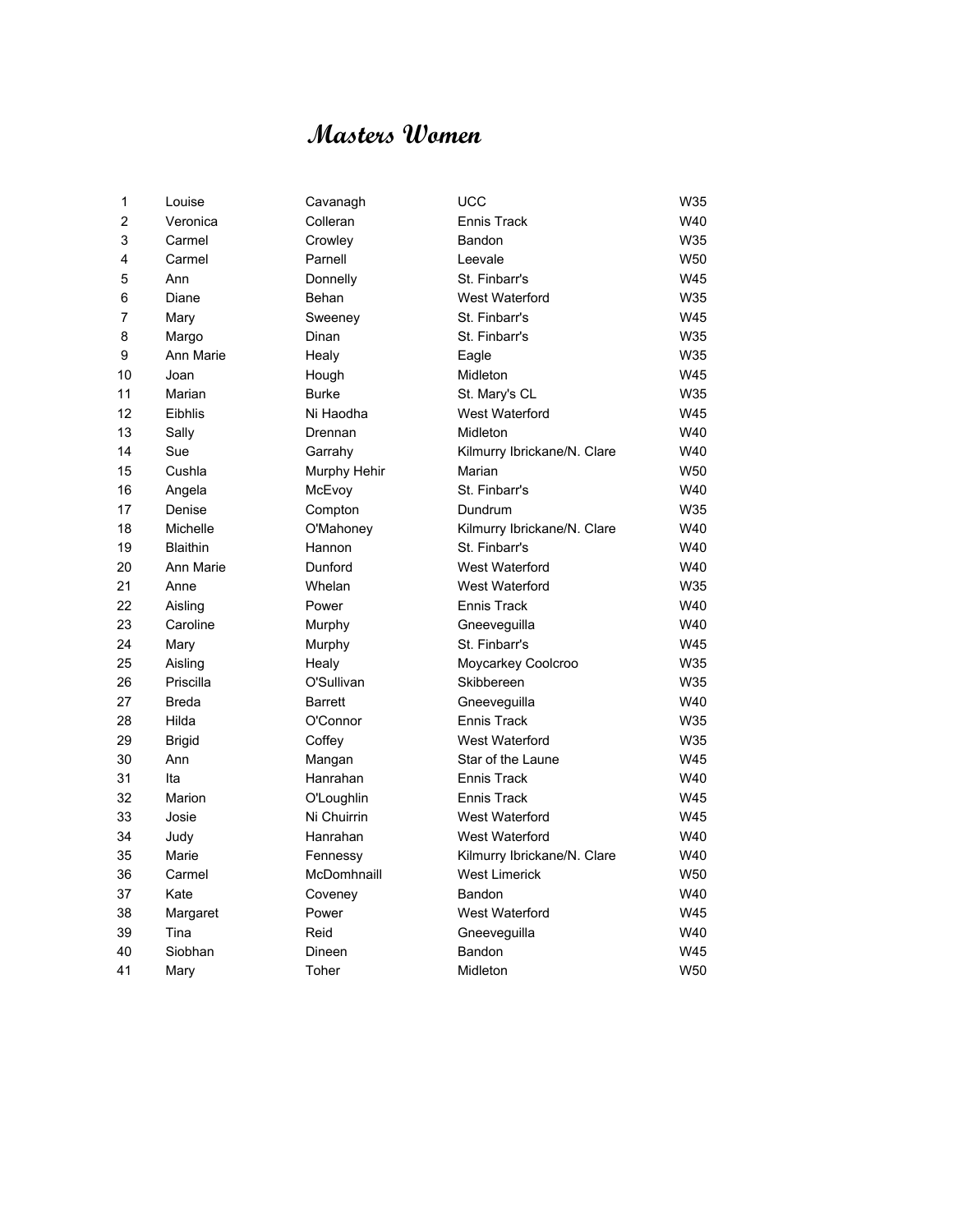# Masters Women

| | | | | |
|---|---|---|---|---|
| 1 | Louise | Cavanagh | UCC | W35 |
| 2 | Veronica | Colleran | Ennis Track | W40 |
| 3 | Carmel | Crowley | Bandon | W35 |
| 4 | Carmel | Parnell | Leevale | W50 |
| 5 | Ann | Donnelly | St. Finbarr's | W45 |
| 6 | Diane | Behan | West Waterford | W35 |
| 7 | Mary | Sweeney | St. Finbarr's | W45 |
| 8 | Margo | Dinan | St. Finbarr's | W35 |
| 9 | Ann Marie | Healy | Eagle | W35 |
| 10 | Joan | Hough | Midleton | W45 |
| 11 | Marian | Burke | St. Mary's CL | W35 |
| 12 | Eibhlis | Ni Haodha | West Waterford | W45 |
| 13 | Sally | Drennan | Midleton | W40 |
| 14 | Sue | Garrahy | Kilmurry Ibrickane/N. Clare | W40 |
| 15 | Cushla | Murphy Hehir | Marian | W50 |
| 16 | Angela | McEvoy | St. Finbarr's | W40 |
| 17 | Denise | Compton | Dundrum | W35 |
| 18 | Michelle | O'Mahoney | Kilmurry Ibrickane/N. Clare | W40 |
| 19 | Blaithin | Hannon | St. Finbarr's | W40 |
| 20 | Ann Marie | Dunford | West Waterford | W40 |
| 21 | Anne | Whelan | West Waterford | W35 |
| 22 | Aisling | Power | Ennis Track | W40 |
| 23 | Caroline | Murphy | Gneeveguilla | W40 |
| 24 | Mary | Murphy | St. Finbarr's | W45 |
| 25 | Aisling | Healy | Moycarkey Coolcroo | W35 |
| 26 | Priscilla | O'Sullivan | Skibbereen | W35 |
| 27 | Breda | Barrett | Gneeveguilla | W40 |
| 28 | Hilda | O'Connor | Ennis Track | W35 |
| 29 | Brigid | Coffey | West Waterford | W35 |
| 30 | Ann | Mangan | Star of the Laune | W45 |
| 31 | Ita | Hanrahan | Ennis Track | W40 |
| 32 | Marion | O'Loughlin | Ennis Track | W45 |
| 33 | Josie | Ni Chuirrin | West Waterford | W45 |
| 34 | Judy | Hanrahan | West Waterford | W40 |
| 35 | Marie | Fennessy | Kilmurry Ibrickane/N. Clare | W40 |
| 36 | Carmel | McDomhnaill | West Limerick | W50 |
| 37 | Kate | Coveney | Bandon | W40 |
| 38 | Margaret | Power | West Waterford | W45 |
| 39 | Tina | Reid | Gneeveguilla | W40 |
| 40 | Siobhan | Dineen | Bandon | W45 |
| 41 | Mary | Toher | Midleton | W50 |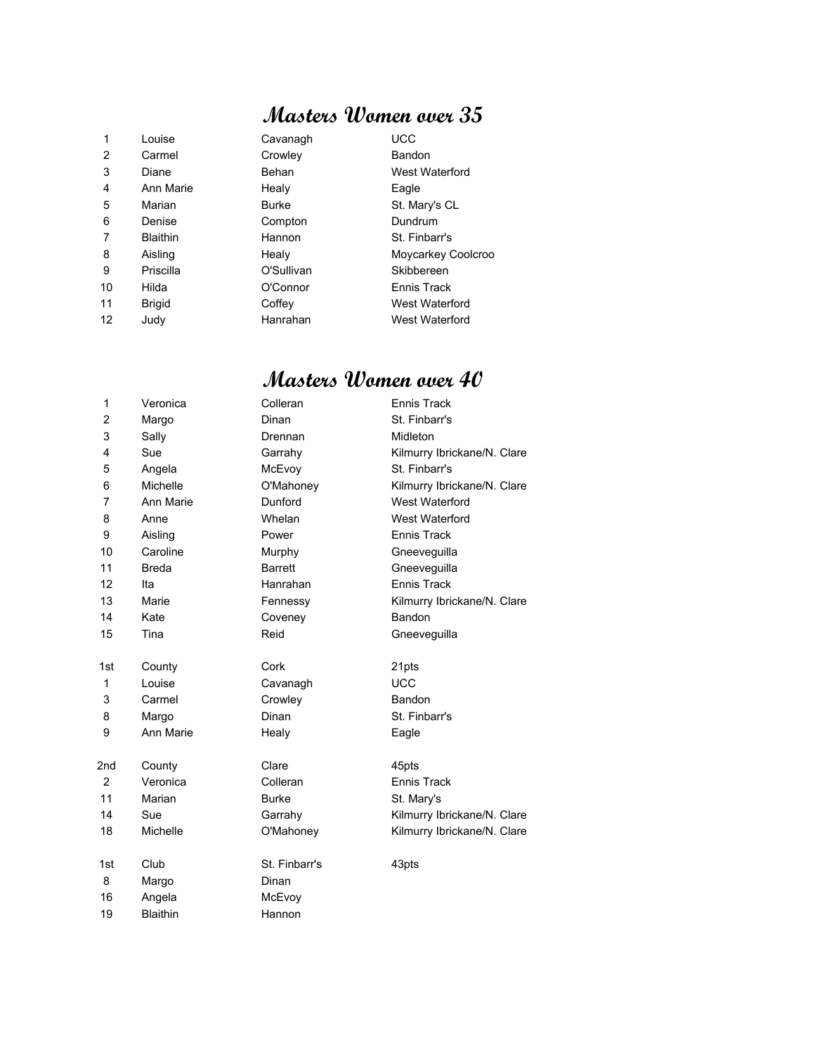## Masters Women over 35

| | | | |
|---|---|---|---|
| 1 | Louise | Cavanagh | UCC |
| 2 | Carmel | Crowley | Bandon |
| 3 | Diane | Behan | West Waterford |
| 4 | Ann Marie | Healy | Eagle |
| 5 | Marian | Burke | St. Mary's CL |
| 6 | Denise | Compton | Dundrum |
| 7 | Blaithin | Hannon | St. Finbarr's |
| 8 | Aisling | Healy | Moycarkey Coolcroo |
| 9 | Priscilla | O'Sullivan | Skibbereen |
| 10 | Hilda | O'Connor | Ennis Track |
| 11 | Brigid | Coffey | West Waterford |
| 12 | Judy | Hanrahan | West Waterford |

## Masters Women over 40

| | | | |
|---|---|---|---|
| 1 | Veronica | Colleran | Ennis Track |
| 2 | Margo | Dinan | St. Finbarr's |
| 3 | Sally | Drennan | Midleton |
| 4 | Sue | Garrahy | Kilmurry Ibrickane/N. Clare |
| 5 | Angela | McEvoy | St. Finbarr's |
| 6 | Michelle | O'Mahoney | Kilmurry Ibrickane/N. Clare |
| 7 | Ann Marie | Dunford | West Waterford |
| 8 | Anne | Whelan | West Waterford |
| 9 | Aisling | Power | Ennis Track |
| 10 | Caroline | Murphy | Gneeveguilla |
| 11 | Breda | Barrett | Gneeveguilla |
| 12 | Ita | Hanrahan | Ennis Track |
| 13 | Marie | Fennessy | Kilmurry Ibrickane/N. Clare |
| 14 | Kate | Coveney | Bandon |
| 15 | Tina | Reid | Gneeveguilla |

| | | | |
|---|---|---|---|
| 1st | County | Cork | 21pts |
| 1 | Louise | Cavanagh | UCC |
| 3 | Carmel | Crowley | Bandon |
| 8 | Margo | Dinan | St. Finbarr's |
| 9 | Ann Marie | Healy | Eagle |

| | | | |
|---|---|---|---|
| 2nd | County | Clare | 45pts |
| 2 | Veronica | Colleran | Ennis Track |
| 11 | Marian | Burke | St. Mary's |
| 14 | Sue | Garrahy | Kilmurry Ibrickane/N. Clare |
| 18 | Michelle | O'Mahoney | Kilmurry Ibrickane/N. Clare |

| | | | |
|---|---|---|---|
| 1st | Club | St. Finbarr's | 43pts |
| 8 | Margo | Dinan | |
| 16 | Angela | McEvoy | |
| 19 | Blaithin | Hannon | |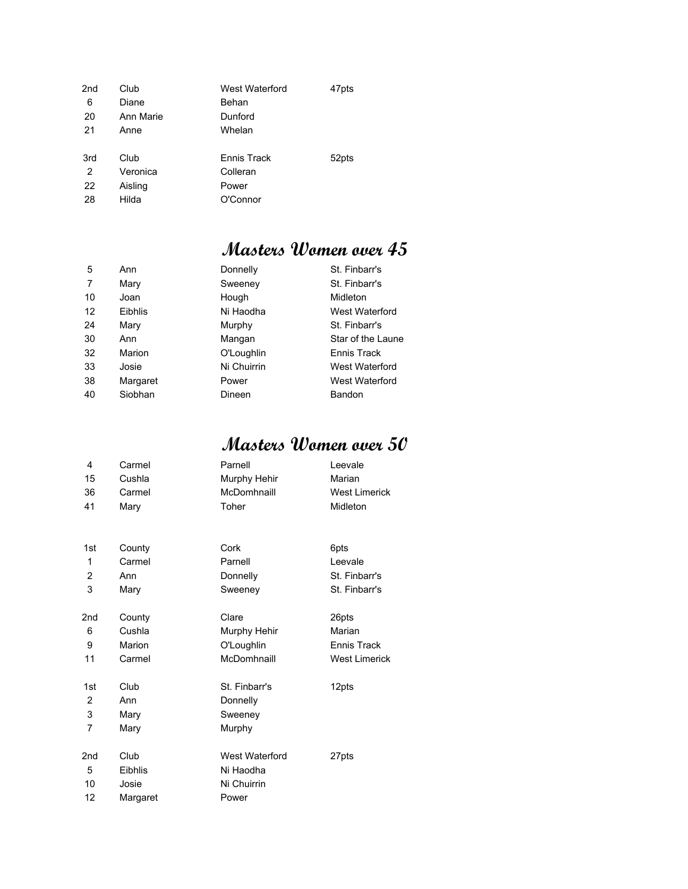| | | | |
|---|---|---|---|
| 2nd | Club | West Waterford | 47pts |
| 6 | Diane | Behan | |
| 20 | Ann Marie | Dunford | |
| 21 | Anne | Whelan | |
| | | | |
| 3rd | Club | Ennis Track | 52pts |
| 2 | Veronica | Colleran | |
| 22 | Aisling | Power | |
| 28 | Hilda | O'Connor | |

## Masters Women over 45

| | | | |
|---|---|---|---|
| 5 | Ann | Donnelly | St. Finbarr's |
| 7 | Mary | Sweeney | St. Finbarr's |
| 10 | Joan | Hough | Midleton |
| 12 | Eibhlis | Ni Haodha | West Waterford |
| 24 | Mary | Murphy | St. Finbarr's |
| 30 | Ann | Mangan | Star of the Laune |
| 32 | Marion | O'Loughlin | Ennis Track |
| 33 | Josie | Ni Chuirrin | West Waterford |
| 38 | Margaret | Power | West Waterford |
| 40 | Siobhan | Dineen | Bandon |

## Masters Women over 50

| | | | |
|---|---|---|---|
| 4 | Carmel | Parnell | Leevale |
| 15 | Cushla | Murphy Hehir | Marian |
| 36 | Carmel | McDomhnaill | West Limerick |
| 41 | Mary | Toher | Midleton |

| | | | |
|---|---|---|---|
| 1st | County | Cork | 6pts |
| 1 | Carmel | Parnell | Leevale |
| 2 | Ann | Donnelly | St. Finbarr's |
| 3 | Mary | Sweeney | St. Finbarr's |
| | | | |
| 2nd | County | Clare | 26pts |
| 6 | Cushla | Murphy Hehir | Marian |
| 9 | Marion | O'Loughlin | Ennis Track |
| 11 | Carmel | McDomhnaill | West Limerick |
| | | | |
| 1st | Club | St. Finbarr's | 12pts |
| 2 | Ann | Donnelly | |
| 3 | Mary | Sweeney | |
| 7 | Mary | Murphy | |
| | | | |
| 2nd | Club | West Waterford | 27pts |
| 5 | Eibhlis | Ni Haodha | |
| 10 | Josie | Ni Chuirrin | |
| 12 | Margaret | Power | |